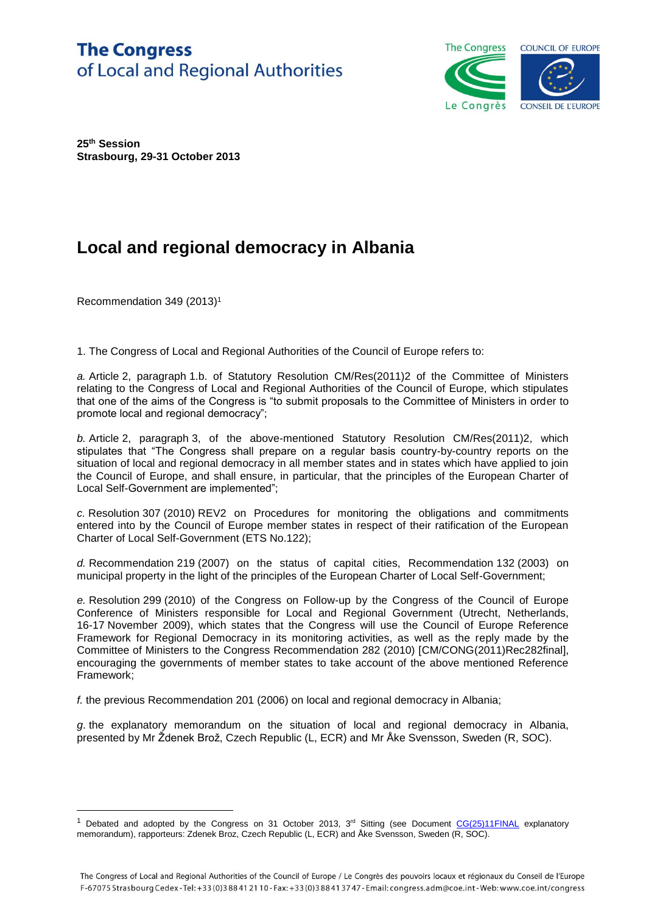**The Congress**
of Local and Regional Authorities

**25th Session**
**Strasbourg, 29-31 October 2013**

# Local and regional democracy in Albania

Recommendation 349 (2013)[1]

1. The Congress of Local and Regional Authorities of the Council of Europe refers to:

*a.* Article 2, paragraph 1.b. of Statutory Resolution CM/Res(2011)2 of the Committee of Ministers relating to the Congress of Local and Regional Authorities of the Council of Europe, which stipulates that one of the aims of the Congress is "to submit proposals to the Committee of Ministers in order to promote local and regional democracy";

*b.* Article 2, paragraph 3, of the above-mentioned Statutory Resolution CM/Res(2011)2, which stipulates that "The Congress shall prepare on a regular basis country-by-country reports on the situation of local and regional democracy in all member states and in states which have applied to join the Council of Europe, and shall ensure, in particular, that the principles of the European Charter of Local Self-Government are implemented";

*c.* Resolution 307 (2010) REV2 on Procedures for monitoring the obligations and commitments entered into by the Council of Europe member states in respect of their ratification of the European Charter of Local Self-Government (ETS No.122);

*d.* Recommendation 219 (2007) on the status of capital cities, Recommendation 132 (2003) on municipal property in the light of the principles of the European Charter of Local Self-Government;

*e.* Resolution 299 (2010) of the Congress on Follow-up by the Congress of the Council of Europe Conference of Ministers responsible for Local and Regional Government (Utrecht, Netherlands, 16-17 November 2009), which states that the Congress will use the Council of Europe Reference Framework for Regional Democracy in its monitoring activities, as well as the reply made by the Committee of Ministers to the Congress Recommendation 282 (2010) [CM/CONG(2011)Rec282final], encouraging the governments of member states to take account of the above mentioned Reference Framework;

*f.* the previous Recommendation 201 (2006) on local and regional democracy in Albania;

*g*. the explanatory memorandum on the situation of local and regional democracy in Albania, presented by Mr Ždenek Brož, Czech Republic (L, ECR) and Mr Åke Svensson, Sweden (R, SOC).

---

[1] Debated and adopted by the Congress on 31 October 2013, 3rd Sitting (see Document CG(25)11FINAL explanatory memorandum), rapporteurs: Zdenek Broz, Czech Republic (L, ECR) and Åke Svensson, Sweden (R, SOC).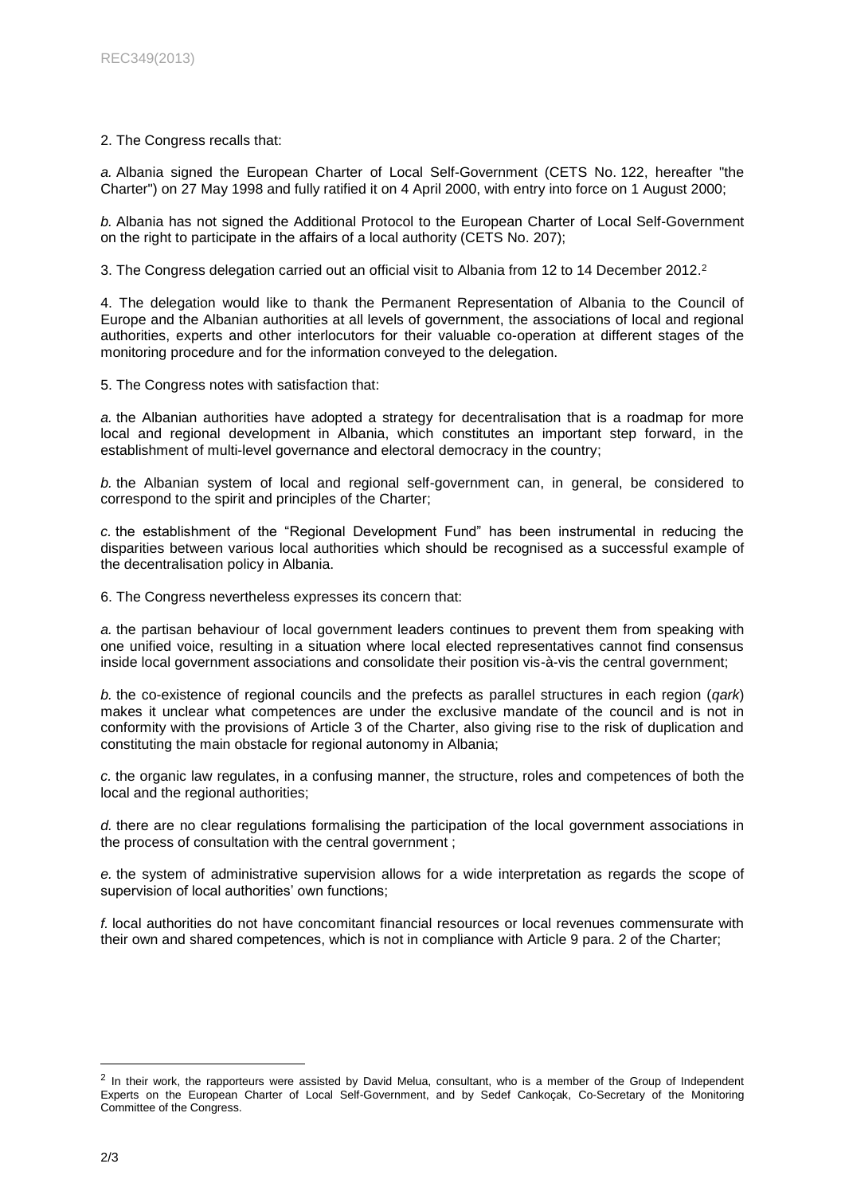2. The Congress recalls that:

*a.* Albania signed the European Charter of Local Self-Government (CETS No. 122, hereafter "the Charter") on 27 May 1998 and fully ratified it on 4 April 2000, with entry into force on 1 August 2000;

*b.* Albania has not signed the Additional Protocol to the European Charter of Local Self-Government on the right to participate in the affairs of a local authority (CETS No. 207);

3. The Congress delegation carried out an official visit to Albania from 12 to 14 December 2012.[2]

4. The delegation would like to thank the Permanent Representation of Albania to the Council of Europe and the Albanian authorities at all levels of government, the associations of local and regional authorities, experts and other interlocutors for their valuable co-operation at different stages of the monitoring procedure and for the information conveyed to the delegation.

5. The Congress notes with satisfaction that:

*a.* the Albanian authorities have adopted a strategy for decentralisation that is a roadmap for more local and regional development in Albania, which constitutes an important step forward, in the establishment of multi-level governance and electoral democracy in the country;

*b.* the Albanian system of local and regional self-government can, in general, be considered to correspond to the spirit and principles of the Charter;

*c.* the establishment of the "Regional Development Fund" has been instrumental in reducing the disparities between various local authorities which should be recognised as a successful example of the decentralisation policy in Albania.

6. The Congress nevertheless expresses its concern that:

*a.* the partisan behaviour of local government leaders continues to prevent them from speaking with one unified voice, resulting in a situation where local elected representatives cannot find consensus inside local government associations and consolidate their position vis-à-vis the central government;

*b.* the co-existence of regional councils and the prefects as parallel structures in each region (*qark*) makes it unclear what competences are under the exclusive mandate of the council and is not in conformity with the provisions of Article 3 of the Charter, also giving rise to the risk of duplication and constituting the main obstacle for regional autonomy in Albania;

*c.* the organic law regulates, in a confusing manner, the structure, roles and competences of both the local and the regional authorities;

*d.* there are no clear regulations formalising the participation of the local government associations in the process of consultation with the central government ;

*e.* the system of administrative supervision allows for a wide interpretation as regards the scope of supervision of local authorities' own functions;

*f.* local authorities do not have concomitant financial resources or local revenues commensurate with their own and shared competences, which is not in compliance with Article 9 para. 2 of the Charter;

---

[2] In their work, the rapporteurs were assisted by David Melua, consultant, who is a member of the Group of Independent Experts on the European Charter of Local Self-Government, and by Sedef Cankoçak, Co-Secretary of the Monitoring Committee of the Congress.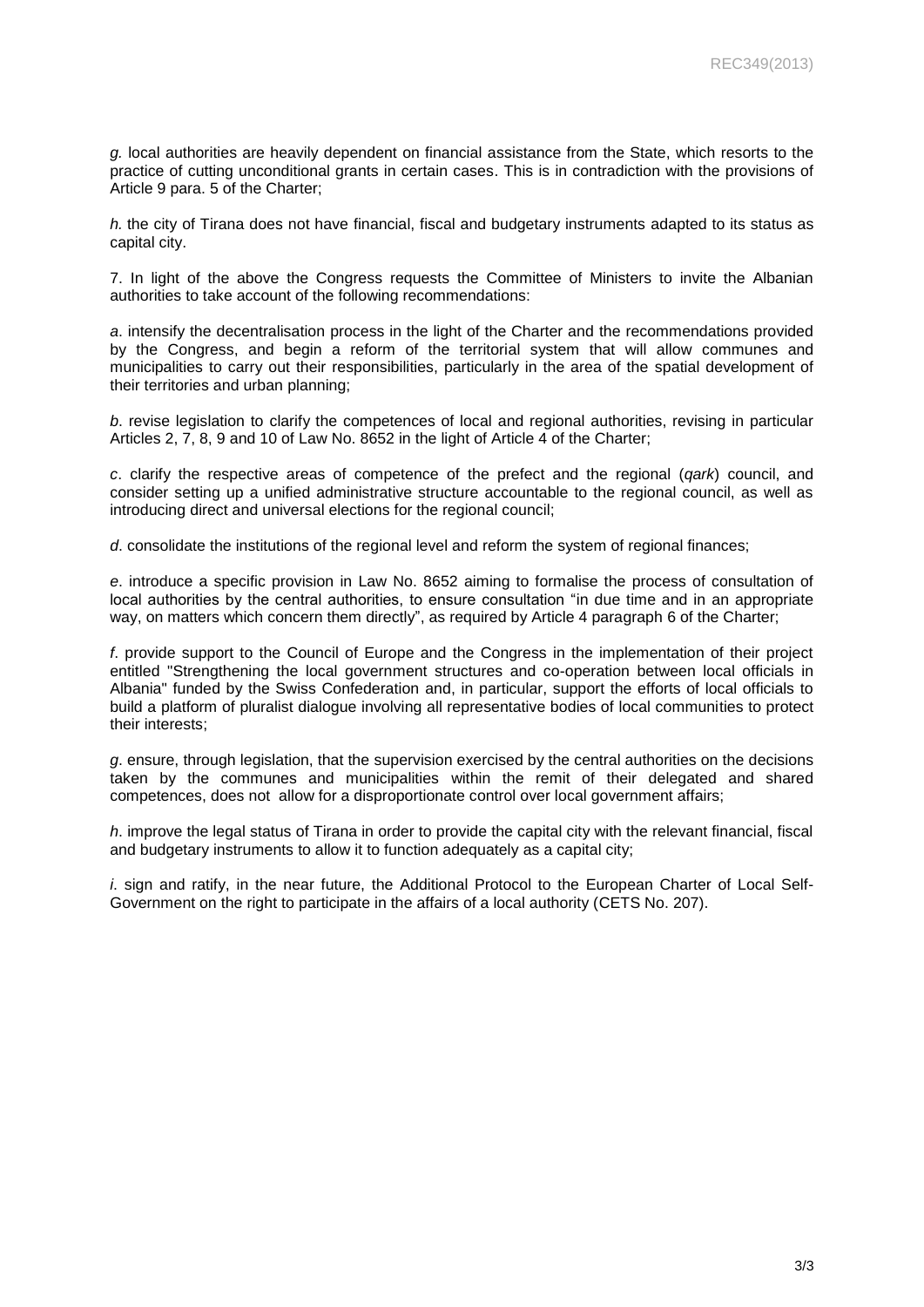*g.* local authorities are heavily dependent on financial assistance from the State, which resorts to the practice of cutting unconditional grants in certain cases. This is in contradiction with the provisions of Article 9 para. 5 of the Charter;

*h.* the city of Tirana does not have financial, fiscal and budgetary instruments adapted to its status as capital city.

7. In light of the above the Congress requests the Committee of Ministers to invite the Albanian authorities to take account of the following recommendations:

*a*. intensify the decentralisation process in the light of the Charter and the recommendations provided by the Congress, and begin a reform of the territorial system that will allow communes and municipalities to carry out their responsibilities, particularly in the area of the spatial development of their territories and urban planning;

*b*. revise legislation to clarify the competences of local and regional authorities, revising in particular Articles 2, 7, 8, 9 and 10 of Law No. 8652 in the light of Article 4 of the Charter;

*c*. clarify the respective areas of competence of the prefect and the regional (*qark*) council, and consider setting up a unified administrative structure accountable to the regional council, as well as introducing direct and universal elections for the regional council;

*d*. consolidate the institutions of the regional level and reform the system of regional finances;

*e*. introduce a specific provision in Law No. 8652 aiming to formalise the process of consultation of local authorities by the central authorities, to ensure consultation "in due time and in an appropriate way, on matters which concern them directly", as required by Article 4 paragraph 6 of the Charter;

*f*. provide support to the Council of Europe and the Congress in the implementation of their project entitled "Strengthening the local government structures and co-operation between local officials in Albania" funded by the Swiss Confederation and, in particular, support the efforts of local officials to build a platform of pluralist dialogue involving all representative bodies of local communities to protect their interests;

*g*. ensure, through legislation, that the supervision exercised by the central authorities on the decisions taken by the communes and municipalities within the remit of their delegated and shared competences, does not allow for a disproportionate control over local government affairs;

*h*. improve the legal status of Tirana in order to provide the capital city with the relevant financial, fiscal and budgetary instruments to allow it to function adequately as a capital city;

*i*. sign and ratify, in the near future, the Additional Protocol to the European Charter of Local Self-Government on the right to participate in the affairs of a local authority (CETS No. 207).